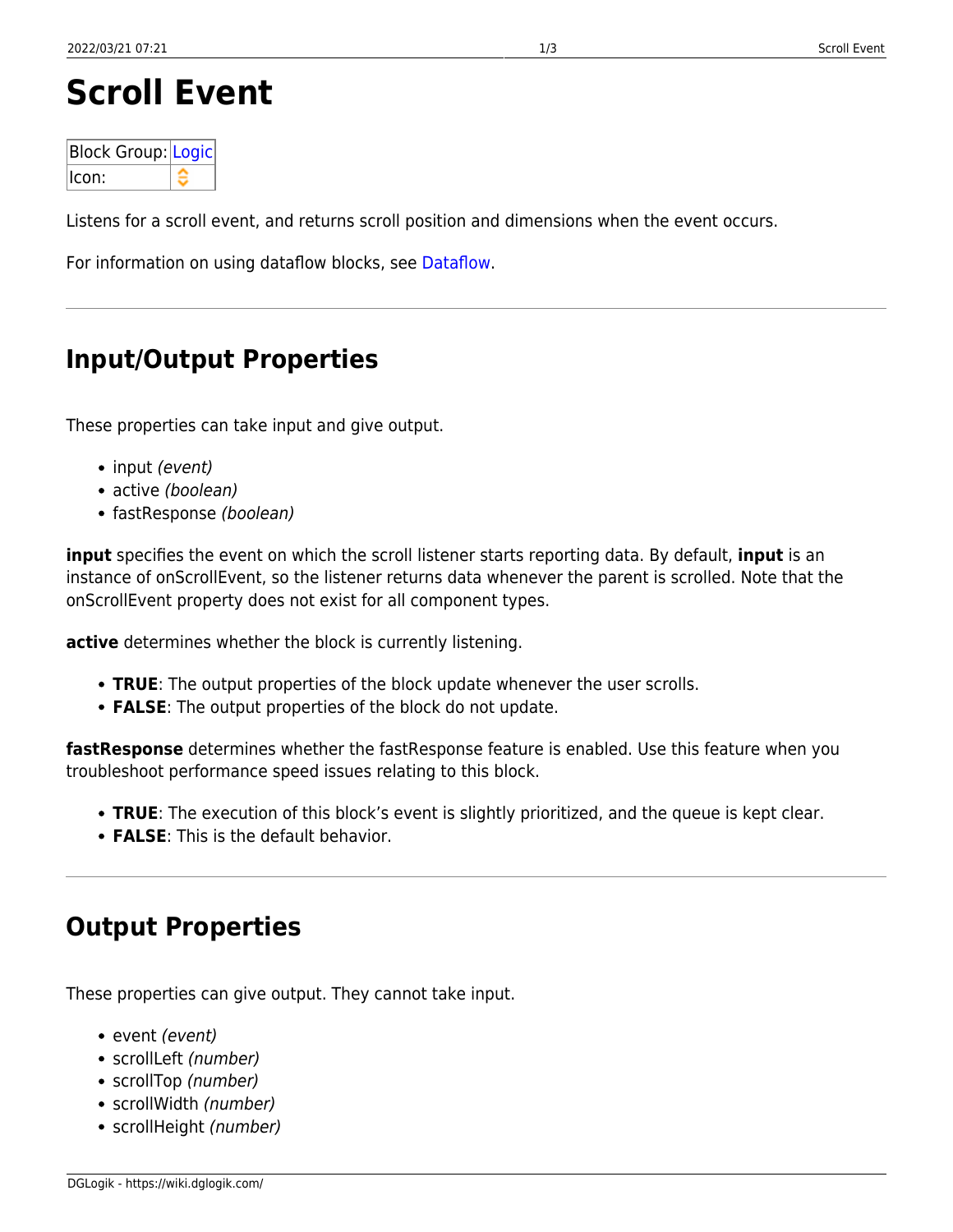# Scroll Event

| Block Group: | Logic |
|---|---|
| Icon: | |

Listens for a scroll event, and returns scroll position and dimensions when the event occurs.

For information on using dataflow blocks, see Dataflow.

---

## Input/Output Properties

These properties can take input and give output.

- input *(event)*
- active *(boolean)*
- fastResponse *(boolean)*

**input** specifies the event on which the scroll listener starts reporting data. By default, **input** is an instance of onScrollEvent, so the listener returns data whenever the parent is scrolled. Note that the onScrollEvent property does not exist for all component types.

**active** determines whether the block is currently listening.

- **TRUE**: The output properties of the block update whenever the user scrolls.
- **FALSE**: The output properties of the block do not update.

**fastResponse** determines whether the fastResponse feature is enabled. Use this feature when you troubleshoot performance speed issues relating to this block.

- **TRUE**: The execution of this block's event is slightly prioritized, and the queue is kept clear.
- **FALSE**: This is the default behavior.

---

## Output Properties

These properties can give output. They cannot take input.

- event *(event)*
- scrollLeft *(number)*
- scrollTop *(number)*
- scrollWidth *(number)*
- scrollHeight *(number)*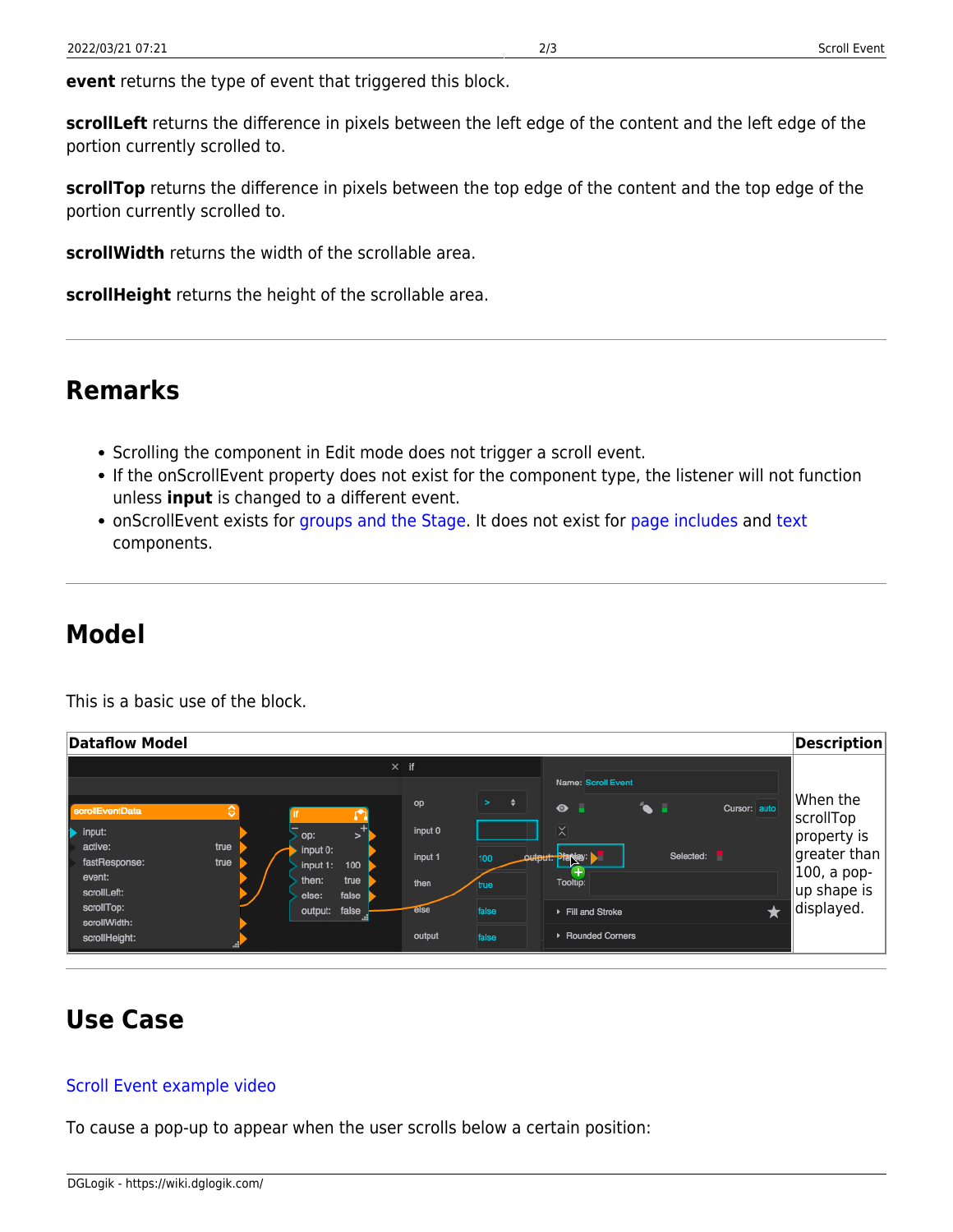**event** returns the type of event that triggered this block.

**scrollLeft** returns the difference in pixels between the left edge of the content and the left edge of the portion currently scrolled to.

**scrollTop** returns the difference in pixels between the top edge of the content and the top edge of the portion currently scrolled to.

**scrollWidth** returns the width of the scrollable area.

**scrollHeight** returns the height of the scrollable area.

---

## Remarks

- Scrolling the component in Edit mode does not trigger a scroll event.
- If the onScrollEvent property does not exist for the component type, the listener will not function unless **input** is changed to a different event.
- onScrollEvent exists for groups and the Stage. It does not exist for page includes and text components.

---

## Model

This is a basic use of the block.

| Dataflow Model | Description |
| --- | --- |
| | When the scrollTop property is greater than 100, a pop-up shape is displayed. |

---

## Use Case

Scroll Event example video

To cause a pop-up to appear when the user scrolls below a certain position: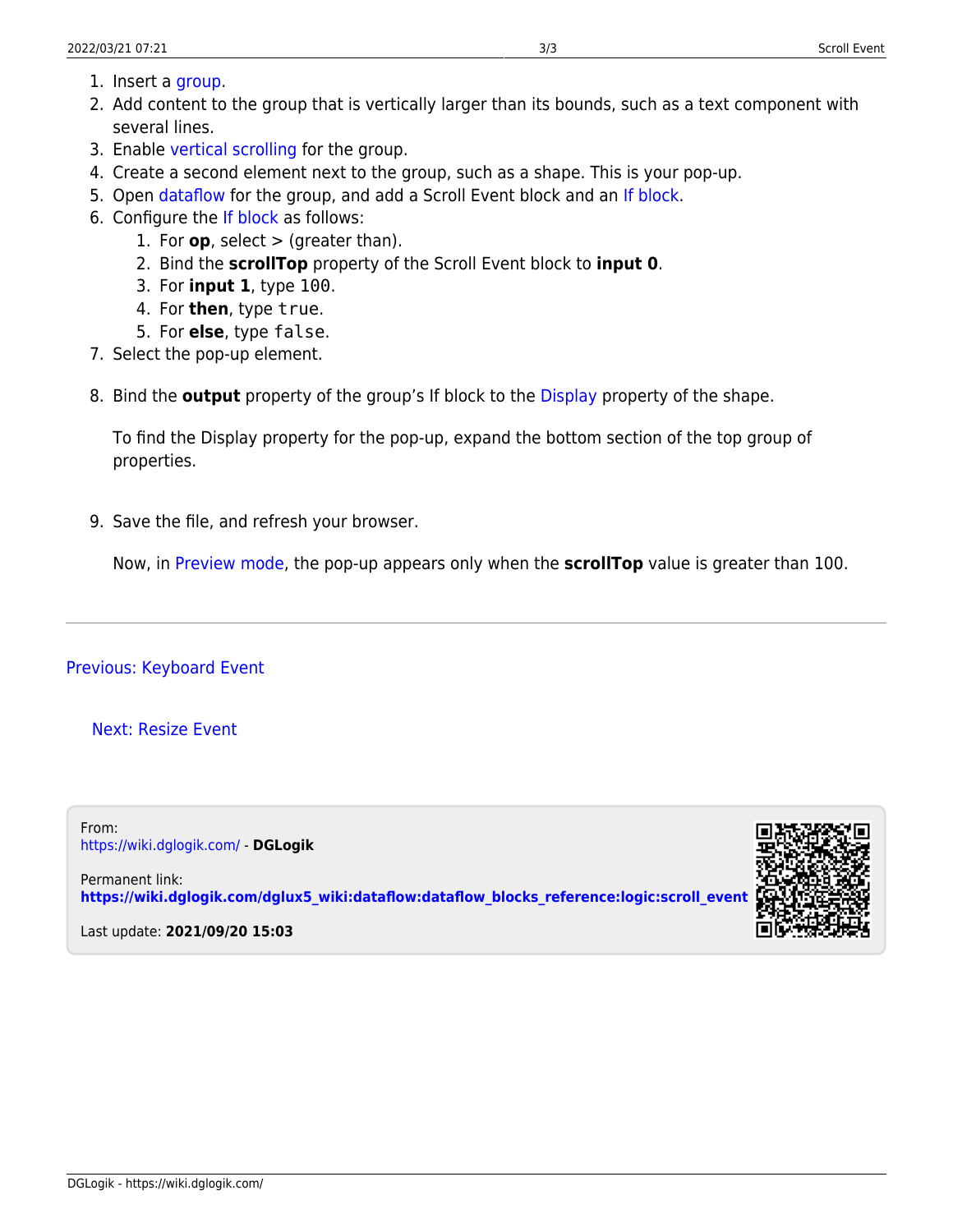1. Insert a group.
2. Add content to the group that is vertically larger than its bounds, such as a text component with several lines.
3. Enable vertical scrolling for the group.
4. Create a second element next to the group, such as a shape. This is your pop-up.
5. Open dataflow for the group, and add a Scroll Event block and an If block.
6. Configure the If block as follows:
    1. For **op**, select > (greater than).
    2. Bind the **scrollTop** property of the Scroll Event block to **input 0**.
    3. For **input 1**, type `100`.
    4. For **then**, type `true`.
    5. For **else**, type `false`.
7. Select the pop-up element.
8. Bind the **output** property of the group's If block to the Display property of the shape.

   To find the Display property for the pop-up, expand the bottom section of the top group of properties.

9. Save the file, and refresh your browser.

   Now, in Preview mode, the pop-up appears only when the **scrollTop** value is greater than 100.

---

Previous: Keyboard Event

Next: Resize Event

From:
https://wiki.dglogik.com/ - **DGLogik**

Permanent link:
**https://wiki.dglogik.com/dglux5_wiki:dataflow:dataflow_blocks_reference:logic:scroll_event**

Last update: **2021/09/20 15:03**